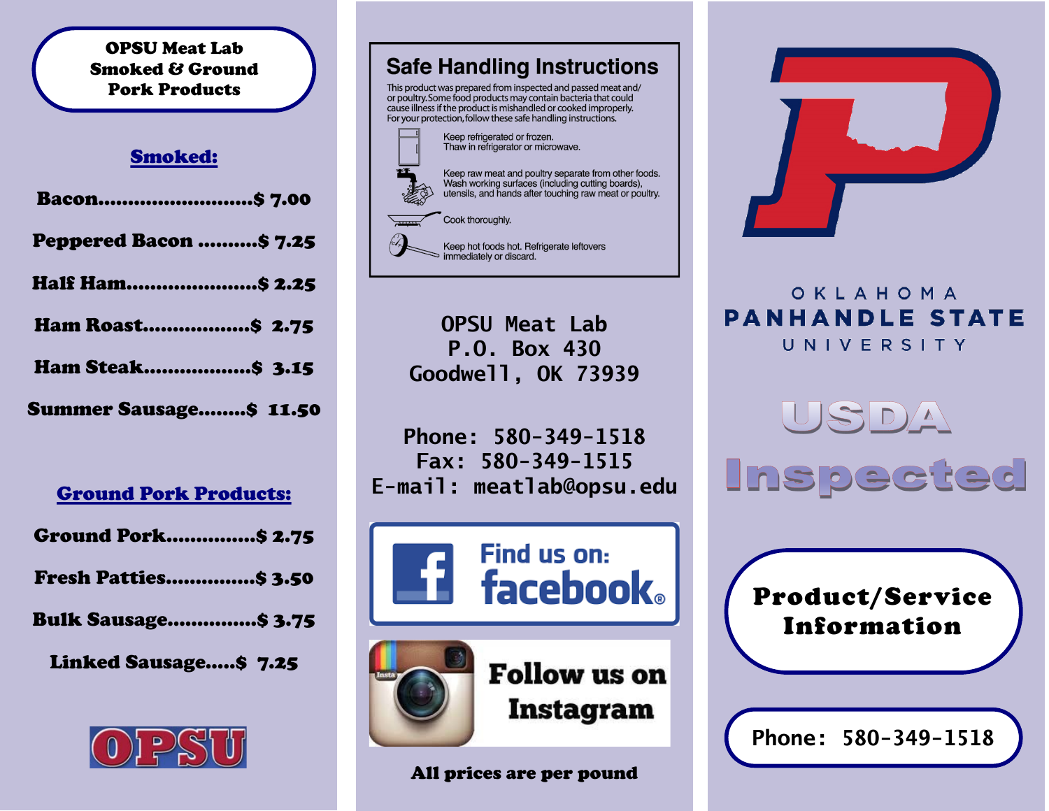# OPSU Meat Lab Smoked & Ground Pork Products

## Smoked:

Bacon..........................$ 7.00

Peppered Bacon ..........$ 7.25

Half Ham......................$ 2.25

Ham Roast..................$ 2.75

Ham Steak..................$ 3.15

Summer Sausage........$ 11.50

## Ground Pork Products:

Ground Pork...............$ 2.75

Fresh Patties...............$ 3.50

Bulk Sausage...............$ 3.75

Linked Sausage.....$ 7.25

OPSU

## Safe Handling Instructions

This product was prepared from inspected and passed meat and/or poultry. Some food products may contain bacteria that could cause illness if the product is mishandled or cooked improperly. For your protection, follow these safe handling instructions.

Keep refrigerated or frozen. Thaw in refrigerator or microwave.

Keep raw meat and poultry separate from other foods. Wash working surfaces (including cutting boards), utensils, and hands after touching raw meat or poultry.

Cook thoroughly.

Keep hot foods hot. Refrigerate leftovers immediately or discard.

OPSU Meat Lab
P.O. Box 430
Goodwell, OK 73939

Phone: 580-349-1518
Fax: 580-349-1515
E-mail: meatlab@opsu.edu

Find us on: facebook

Follow us on Instagram

**All prices are per pound**

OKLAHOMA PANHANDLE STATE UNIVERSITY

USDA Inspected

**Product/Service Information**

Phone: 580-349-1518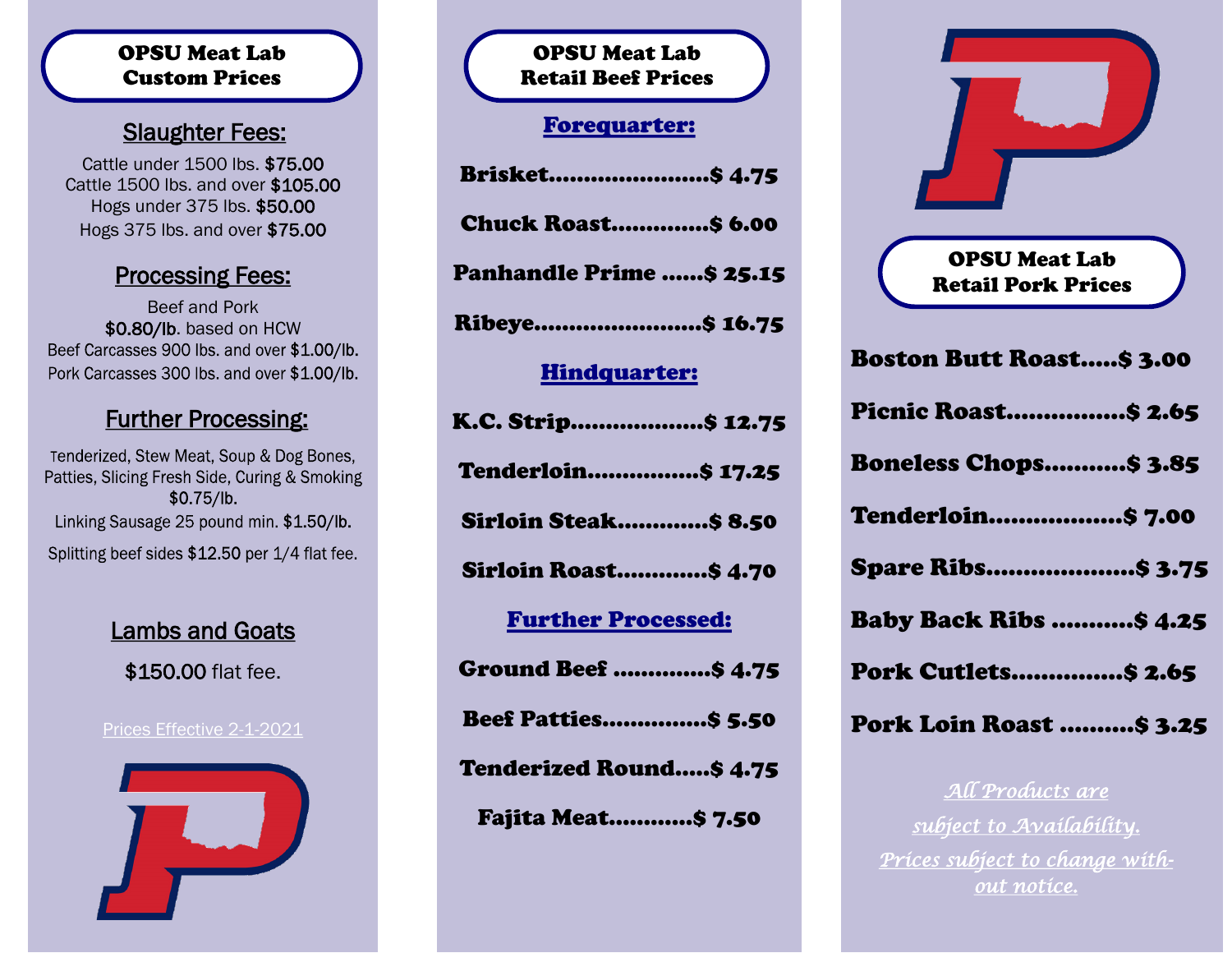## OPSU Meat Lab Custom Prices

### Slaughter Fees:

Cattle under 1500 lbs. **$75.00**
Cattle 1500 lbs. and over **$105.00**
Hogs under 375 lbs. **$50.00**
Hogs 375 lbs. and over **$75.00**

### Processing Fees:

Beef and Pork
**$0.80/lb.** based on HCW
Beef Carcasses 900 lbs. and over **$1.00/lb.**
Pork Carcasses 300 lbs. and over **$1.00/lb.**

### Further Processing:

Tenderized, Stew Meat, Soup & Dog Bones, Patties, Slicing Fresh Side, Curing & Smoking
$0.75/lb.
Linking Sausage 25 pound min. $1.50/lb.
Splitting beef sides $12.50 per 1/4 flat fee.

### Lambs and Goats

$150.00 flat fee.

Prices Effective 2-1-2021

## OPSU Meat Lab Retail Beef Prices

### Forequarter:

**Brisket........................$ 4.75**

**Chuck Roast..............$ 6.00**

**Panhandle Prime ......$ 25.15**

**Ribeye.........................$ 16.75**

### Hindquarter:

**K.C. Strip....................$ 12.75**

**Tenderloin.................$ 17.25**

**Sirloin Steak.............$ 8.50**

**Sirloin Roast.............$ 4.70**

### Further Processed:

**Ground Beef ..............$ 4.75**

**Beef Patties...............$ 5.50**

**Tenderized Round.....$ 4.75**

**Fajita Meat............$ 7.50**

## OPSU Meat Lab Retail Pork Prices

**Boston Butt Roast.....$ 3.00**

**Picnic Roast................$ 2.65**

**Boneless Chops...........$ 3.85**

**Tenderloin..................$ 7.00**

**Spare Ribs....................$ 3.75**

**Baby Back Ribs ...........$ 4.25**

**Pork Cutlets...............$ 2.65**

**Pork Loin Roast ..........$ 3.25**

*All Products are subject to Availability. Prices subject to change without notice.*